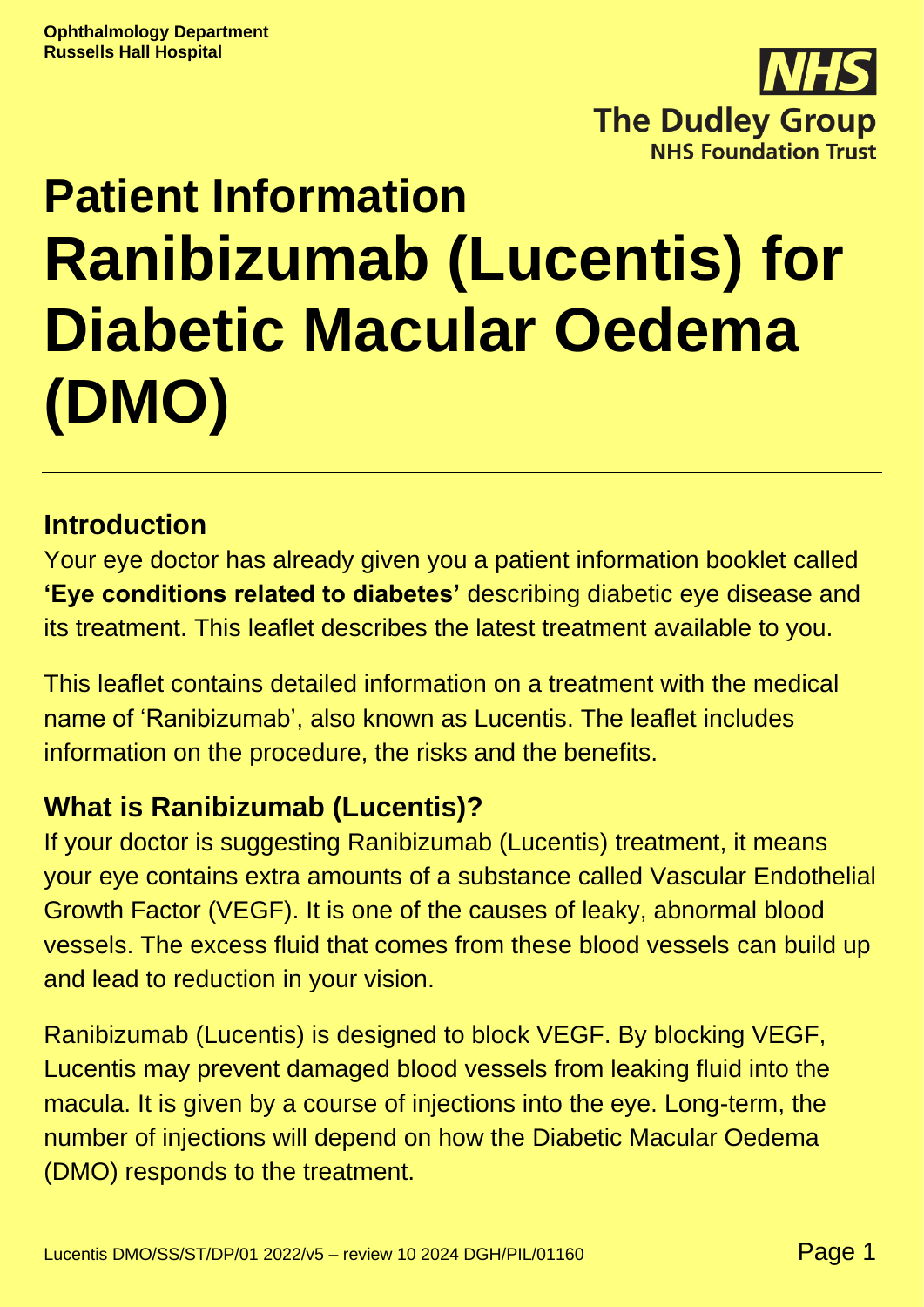**Ophthalmology Department**
**Russells Hall Hospital**

# Patient Information

# Ranibizumab (Lucentis) for Diabetic Macular Oedema (DMO)

## Introduction

Your eye doctor has already given you a patient information booklet called **'Eye conditions related to diabetes'** describing diabetic eye disease and its treatment. This leaflet describes the latest treatment available to you.

This leaflet contains detailed information on a treatment with the medical name of 'Ranibizumab', also known as Lucentis. The leaflet includes information on the procedure, the risks and the benefits.

## What is Ranibizumab (Lucentis)?

If your doctor is suggesting Ranibizumab (Lucentis) treatment, it means your eye contains extra amounts of a substance called Vascular Endothelial Growth Factor (VEGF). It is one of the causes of leaky, abnormal blood vessels. The excess fluid that comes from these blood vessels can build up and lead to reduction in your vision.

Ranibizumab (Lucentis) is designed to block VEGF. By blocking VEGF, Lucentis may prevent damaged blood vessels from leaking fluid into the macula. It is given by a course of injections into the eye. Long-term, the number of injections will depend on how the Diabetic Macular Oedema (DMO) responds to the treatment.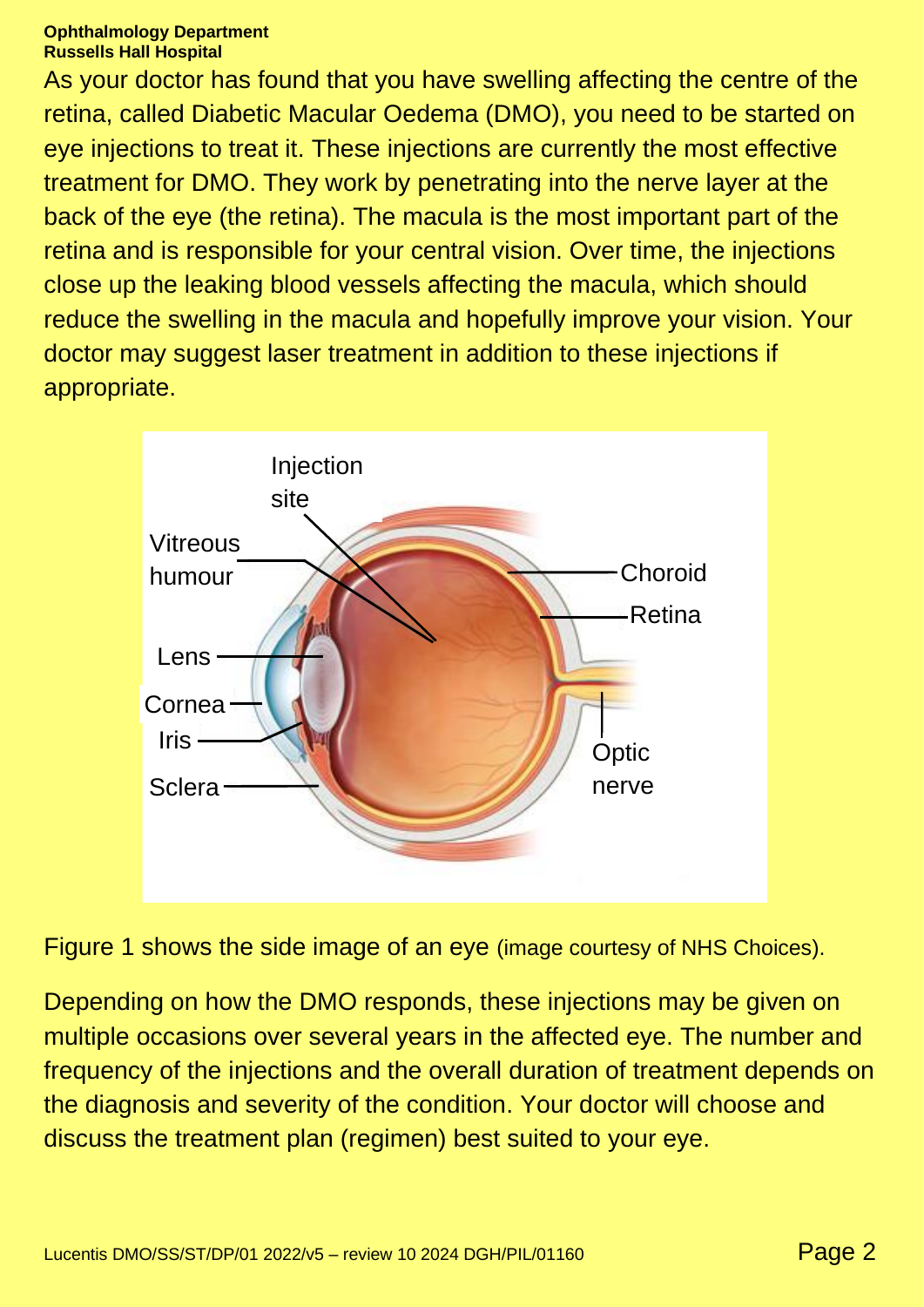As your doctor has found that you have swelling affecting the centre of the retina, called Diabetic Macular Oedema (DMO), you need to be started on eye injections to treat it. These injections are currently the most effective treatment for DMO. They work by penetrating into the nerve layer at the back of the eye (the retina). The macula is the most important part of the retina and is responsible for your central vision. Over time, the injections close up the leaking blood vessels affecting the macula, which should reduce the swelling in the macula and hopefully improve your vision. Your doctor may suggest laser treatment in addition to these injections if appropriate.

Figure 1 shows the side image of an eye (image courtesy of NHS Choices).

Depending on how the DMO responds, these injections may be given on multiple occasions over several years in the affected eye. The number and frequency of the injections and the overall duration of treatment depends on the diagnosis and severity of the condition. Your doctor will choose and discuss the treatment plan (regimen) best suited to your eye.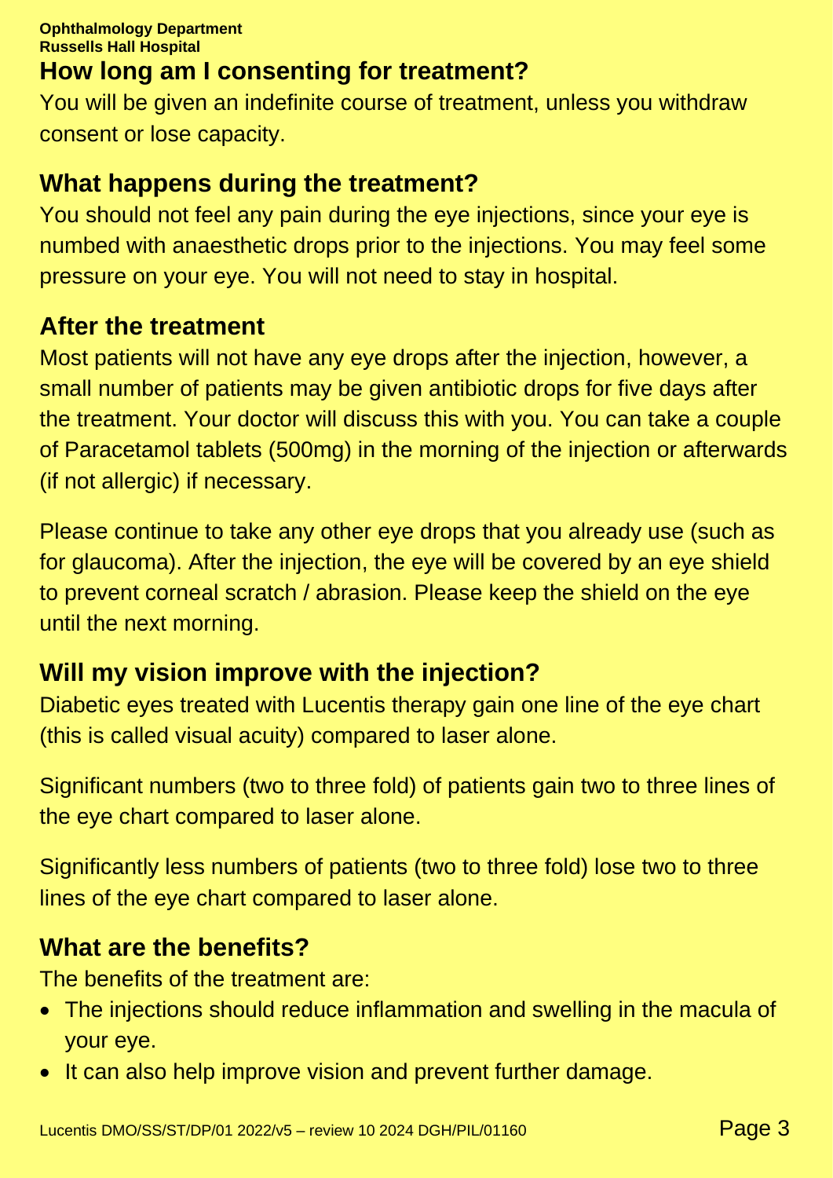## How long am I consenting for treatment?

You will be given an indefinite course of treatment, unless you withdraw consent or lose capacity.

## What happens during the treatment?

You should not feel any pain during the eye injections, since your eye is numbed with anaesthetic drops prior to the injections. You may feel some pressure on your eye. You will not need to stay in hospital.

## After the treatment

Most patients will not have any eye drops after the injection, however, a small number of patients may be given antibiotic drops for five days after the treatment. Your doctor will discuss this with you. You can take a couple of Paracetamol tablets (500mg) in the morning of the injection or afterwards (if not allergic) if necessary.

Please continue to take any other eye drops that you already use (such as for glaucoma). After the injection, the eye will be covered by an eye shield to prevent corneal scratch / abrasion. Please keep the shield on the eye until the next morning.

## Will my vision improve with the injection?

Diabetic eyes treated with Lucentis therapy gain one line of the eye chart (this is called visual acuity) compared to laser alone.

Significant numbers (two to three fold) of patients gain two to three lines of the eye chart compared to laser alone.

Significantly less numbers of patients (two to three fold) lose two to three lines of the eye chart compared to laser alone.

## What are the benefits?

The benefits of the treatment are:

- The injections should reduce inflammation and swelling in the macula of your eye.
- It can also help improve vision and prevent further damage.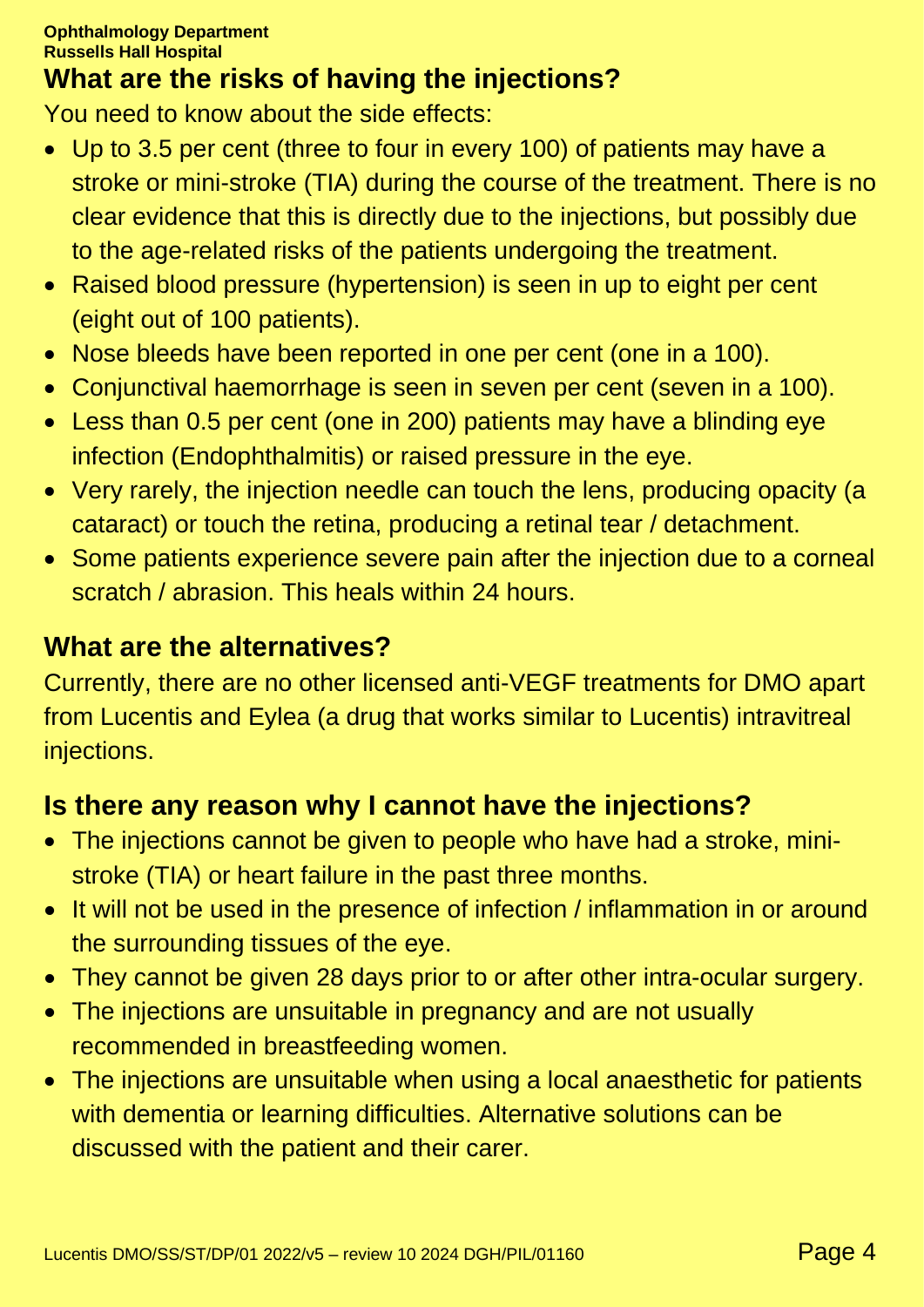## What are the risks of having the injections?

You need to know about the side effects:

- Up to 3.5 per cent (three to four in every 100) of patients may have a stroke or mini-stroke (TIA) during the course of the treatment. There is no clear evidence that this is directly due to the injections, but possibly due to the age-related risks of the patients undergoing the treatment.
- Raised blood pressure (hypertension) is seen in up to eight per cent (eight out of 100 patients).
- Nose bleeds have been reported in one per cent (one in a 100).
- Conjunctival haemorrhage is seen in seven per cent (seven in a 100).
- Less than 0.5 per cent (one in 200) patients may have a blinding eye infection (Endophthalmitis) or raised pressure in the eye.
- Very rarely, the injection needle can touch the lens, producing opacity (a cataract) or touch the retina, producing a retinal tear / detachment.
- Some patients experience severe pain after the injection due to a corneal scratch / abrasion. This heals within 24 hours.

## What are the alternatives?

Currently, there are no other licensed anti-VEGF treatments for DMO apart from Lucentis and Eylea (a drug that works similar to Lucentis) intravitreal injections.

## Is there any reason why I cannot have the injections?

- The injections cannot be given to people who have had a stroke, mini-stroke (TIA) or heart failure in the past three months.
- It will not be used in the presence of infection / inflammation in or around the surrounding tissues of the eye.
- They cannot be given 28 days prior to or after other intra-ocular surgery.
- The injections are unsuitable in pregnancy and are not usually recommended in breastfeeding women.
- The injections are unsuitable when using a local anaesthetic for patients with dementia or learning difficulties. Alternative solutions can be discussed with the patient and their carer.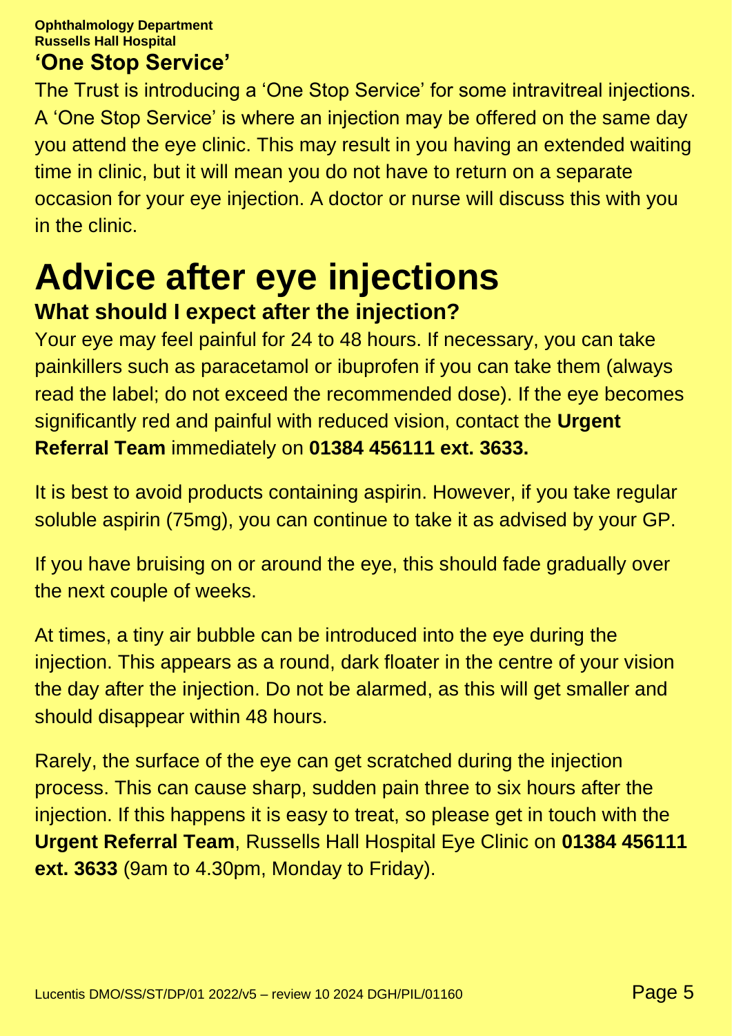## 'One Stop Service'

The Trust is introducing a 'One Stop Service' for some intravitreal injections. A 'One Stop Service' is where an injection may be offered on the same day you attend the eye clinic. This may result in you having an extended waiting time in clinic, but it will mean you do not have to return on a separate occasion for your eye injection. A doctor or nurse will discuss this with you in the clinic.

# Advice after eye injections

### What should I expect after the injection?

Your eye may feel painful for 24 to 48 hours. If necessary, you can take painkillers such as paracetamol or ibuprofen if you can take them (always read the label; do not exceed the recommended dose). If the eye becomes significantly red and painful with reduced vision, contact the **Urgent Referral Team** immediately on **01384 456111 ext. 3633.**

It is best to avoid products containing aspirin. However, if you take regular soluble aspirin (75mg), you can continue to take it as advised by your GP.

If you have bruising on or around the eye, this should fade gradually over the next couple of weeks.

At times, a tiny air bubble can be introduced into the eye during the injection. This appears as a round, dark floater in the centre of your vision the day after the injection. Do not be alarmed, as this will get smaller and should disappear within 48 hours.

Rarely, the surface of the eye can get scratched during the injection process. This can cause sharp, sudden pain three to six hours after the injection. If this happens it is easy to treat, so please get in touch with the **Urgent Referral Team**, Russells Hall Hospital Eye Clinic on **01384 456111 ext. 3633** (9am to 4.30pm, Monday to Friday).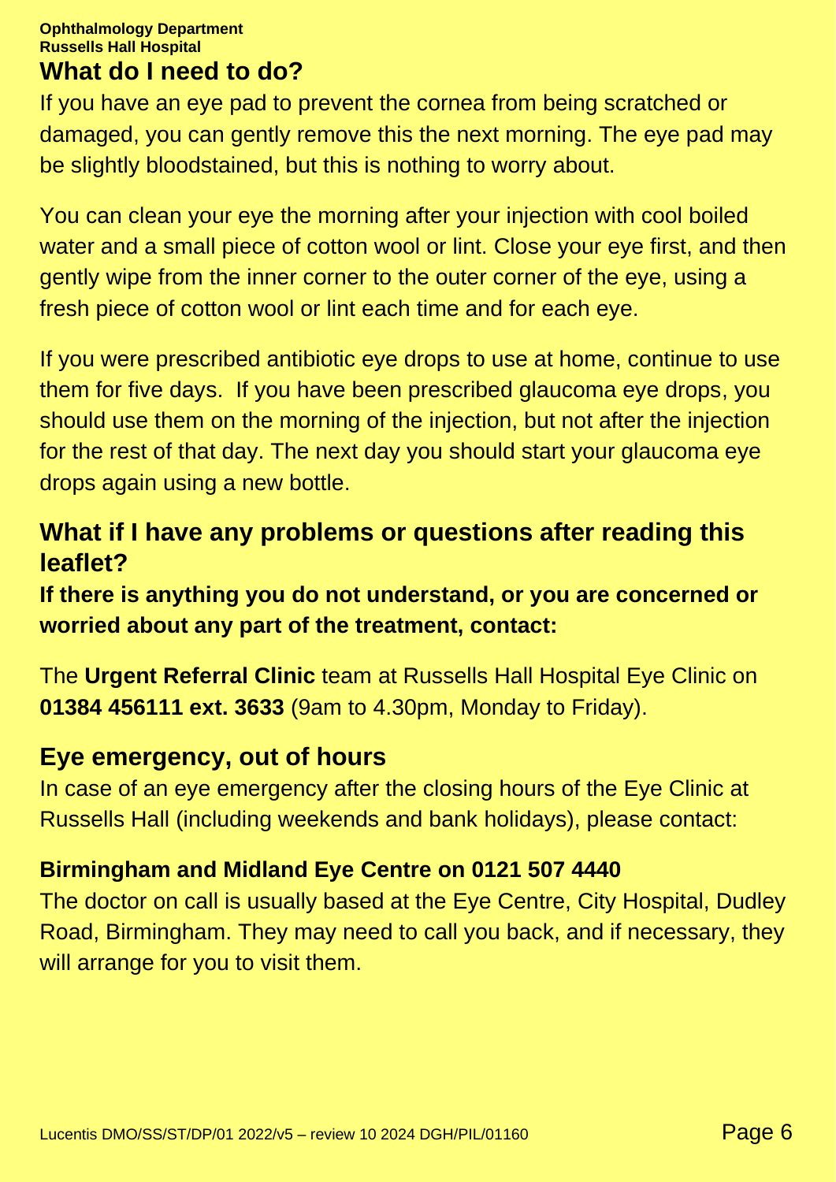## What do I need to do?

If you have an eye pad to prevent the cornea from being scratched or damaged, you can gently remove this the next morning. The eye pad may be slightly bloodstained, but this is nothing to worry about.

You can clean your eye the morning after your injection with cool boiled water and a small piece of cotton wool or lint. Close your eye first, and then gently wipe from the inner corner to the outer corner of the eye, using a fresh piece of cotton wool or lint each time and for each eye.

If you were prescribed antibiotic eye drops to use at home, continue to use them for five days. If you have been prescribed glaucoma eye drops, you should use them on the morning of the injection, but not after the injection for the rest of that day. The next day you should start your glaucoma eye drops again using a new bottle.

## What if I have any problems or questions after reading this leaflet?

**If there is anything you do not understand, or you are concerned or worried about any part of the treatment, contact:**

The **Urgent Referral Clinic** team at Russells Hall Hospital Eye Clinic on **01384 456111 ext. 3633** (9am to 4.30pm, Monday to Friday).

## Eye emergency, out of hours

In case of an eye emergency after the closing hours of the Eye Clinic at Russells Hall (including weekends and bank holidays), please contact:

**Birmingham and Midland Eye Centre on 0121 507 4440**

The doctor on call is usually based at the Eye Centre, City Hospital, Dudley Road, Birmingham. They may need to call you back, and if necessary, they will arrange for you to visit them.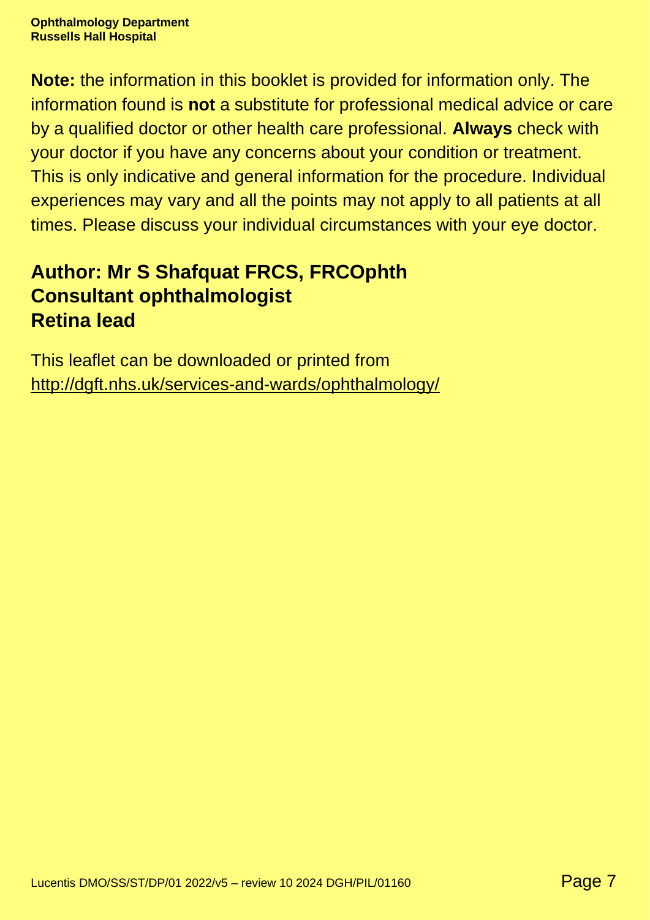**Note:** the information in this booklet is provided for information only. The information found is **not** a substitute for professional medical advice or care by a qualified doctor or other health care professional. **Always** check with your doctor if you have any concerns about your condition or treatment. This is only indicative and general information for the procedure. Individual experiences may vary and all the points may not apply to all patients at all times. Please discuss your individual circumstances with your eye doctor.

**Author: Mr S Shafquat FRCS, FRCOphth**
**Consultant ophthalmologist**
**Retina lead**

This leaflet can be downloaded or printed from
http://dgft.nhs.uk/services-and-wards/ophthalmology/

Lucentis DMO/SS/ST/DP/01 2022/v5 – review 10 2024 DGH/PIL/01160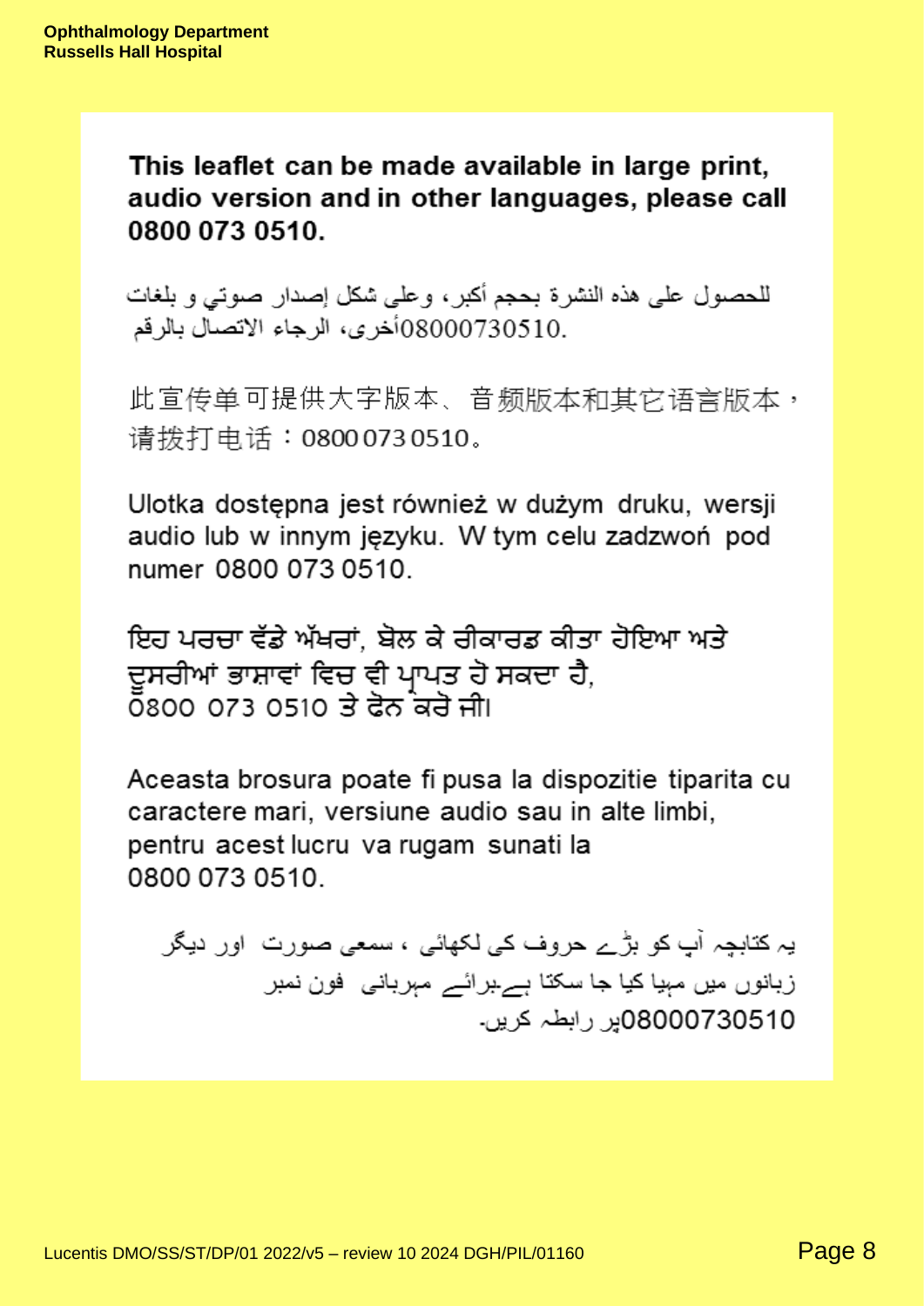**This leaflet can be made available in large print, audio version and in other languages, please call 0800 073 0510.**

للحصول على هذه النشرة بحجم أكبر، وعلى شكل إصدار صوتي و بلغات أخرى، الرجاء الاتصال بالرقم 08000730510.

此宣传单可提供大字版本、音频版本和其它语言版本，请拨打电话：0800 073 0510。

Ulotka dostępna jest również w dużym druku, wersji audio lub w innym języku. W tym celu zadzwoń pod numer 0800 073 0510.

ਇਹ ਪਰਚਾ ਵੱਡੇ ਅੱਖਰਾਂ, ਬੋਲ ਕੇ ਰੀਕਾਰਡ ਕੀਤਾ ਹੋਇਆ ਅਤੇ ਦੂਸਰੀਆਂ ਭਾਸ਼ਾਵਾਂ ਵਿਚ ਵੀ ਪ੍ਰਾਪਤ ਹੋ ਸਕਦਾ ਹੈ, 0800 073 0510 ਤੇ ਫੋਨ ਕਰੋ ਜੀ।

Aceasta brosura poate fi pusa la dispozitie tiparita cu caractere mari, versiune audio sau in alte limbi, pentru acest lucru va rugam sunati la 0800 073 0510.

یہ کتابچہ آپ کو بڑے حروف کی لکھائی ، سمعی صورت اور دیگر زبانوں میں مہیا کیا جا سکتا ہے۔برائے مہربانی فون نمبر 08000730510پر رابطہ کریں۔

Lucentis DMO/SS/ST/DP/01 2022/v5 – review 10 2024 DGH/PIL/01160